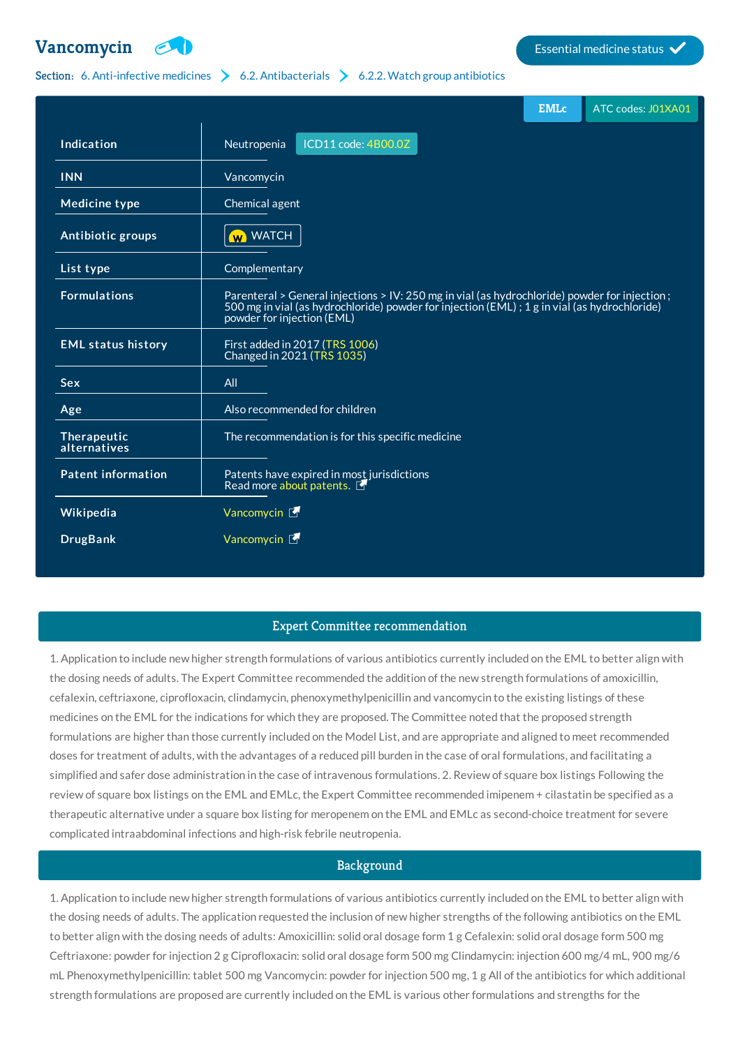# Vancomycin

Essential medicine status ✓

**Section:** 6. Anti-infective medicines > 6.2. Antibacterials > 6.2.2. Watch group antibiotics

EMLc | ATC codes: J01XA01

| | |
|---|---|
| **Indication** | Neutropenia ICD11 code: 4B00.0Z |
| **INN** | Vancomycin |
| **Medicine type** | Chemical agent |
| **Antibiotic groups** | W WATCH |
| **List type** | Complementary |
| **Formulations** | Parenteral > General injections > IV: 250 mg in vial (as hydrochloride) powder for injection ; 500 mg in vial (as hydrochloride) powder for injection (EML) ; 1 g in vial (as hydrochloride) powder for injection (EML) |
| **EML status history** | First added in 2017 (TRS 1006)<br>Changed in 2021 (TRS 1035) |
| **Sex** | All |
| **Age** | Also recommended for children |
| **Therapeutic alternatives** | The recommendation is for this specific medicine |
| **Patent information** | Patents have expired in most jurisdictions<br>Read more about patents. |
| **Wikipedia** | Vancomycin |
| **DrugBank** | Vancomycin |

## Expert Committee recommendation

1. Application to include new higher strength formulations of various antibiotics currently included on the EML to better align with the dosing needs of adults. The Expert Committee recommended the addition of the new strength formulations of amoxicillin, cefalexin, ceftriaxone, ciprofloxacin, clindamycin, phenoxymethylpenicillin and vancomycin to the existing listings of these medicines on the EML for the indications for which they are proposed. The Committee noted that the proposed strength formulations are higher than those currently included on the Model List, and are appropriate and aligned to meet recommended doses for treatment of adults, with the advantages of a reduced pill burden in the case of oral formulations, and facilitating a simplified and safer dose administration in the case of intravenous formulations. 2. Review of square box listings Following the review of square box listings on the EML and EMLc, the Expert Committee recommended imipenem + cilastatin be specified as a therapeutic alternative under a square box listing for meropenem on the EML and EMLc as second-choice treatment for severe complicated intraabdominal infections and high-risk febrile neutropenia.

## Background

1. Application to include new higher strength formulations of various antibiotics currently included on the EML to better align with the dosing needs of adults. The application requested the inclusion of new higher strengths of the following antibiotics on the EML to better align with the dosing needs of adults: Amoxicillin: solid oral dosage form 1 g Cefalexin: solid oral dosage form 500 mg Ceftriaxone: powder for injection 2 g Ciprofloxacin: solid oral dosage form 500 mg Clindamycin: injection 600 mg/4 mL, 900 mg/6 mL Phenoxymethylpenicillin: tablet 500 mg Vancomycin: powder for injection 500 mg, 1 g All of the antibiotics for which additional strength formulations are proposed are currently included on the EML is various other formulations and strengths for the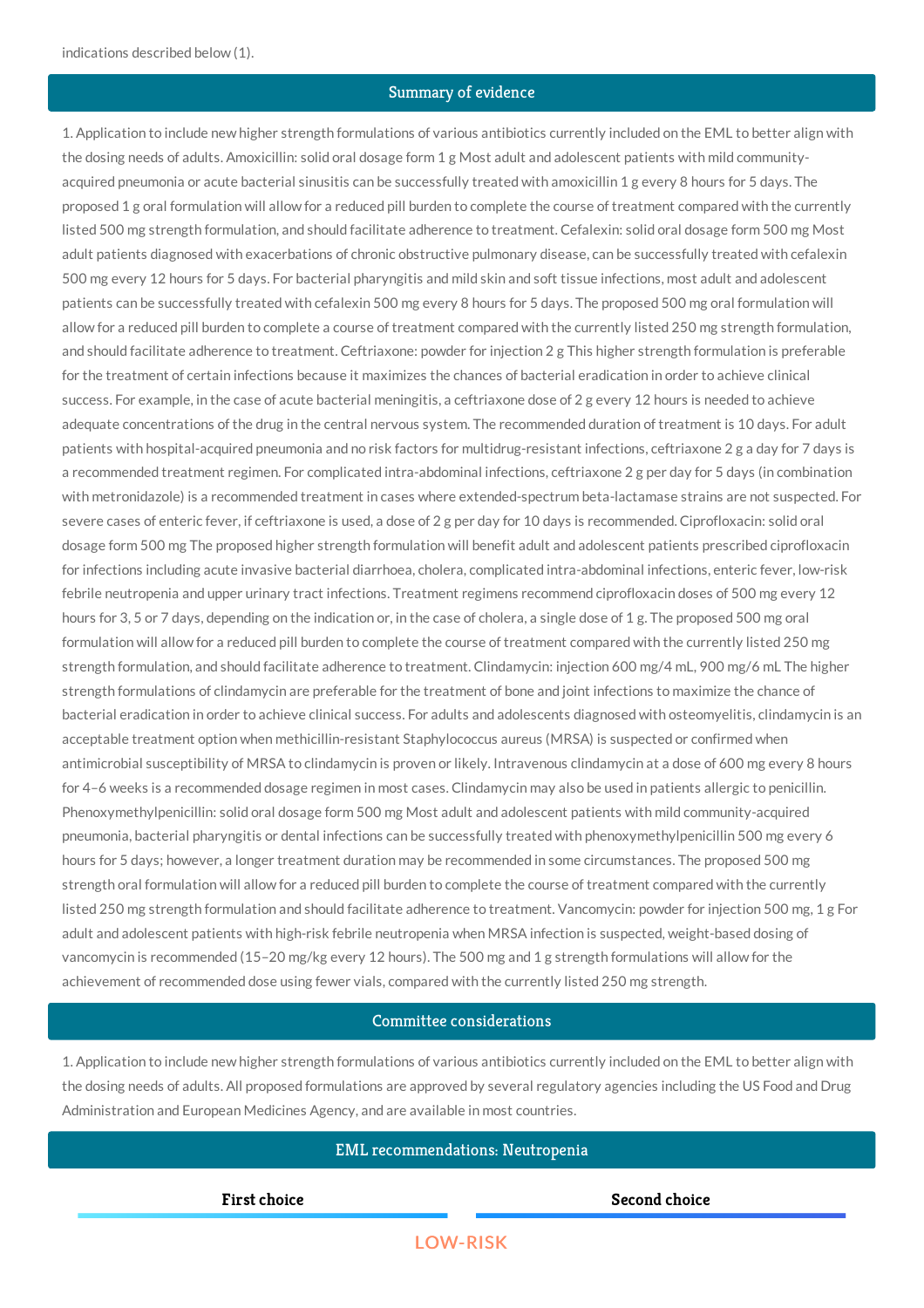indications described below (1).

## Summary of evidence

1. Application to include new higher strength formulations of various antibiotics currently included on the EML to better align with the dosing needs of adults. Amoxicillin: solid oral dosage form 1 g Most adult and adolescent patients with mild community-acquired pneumonia or acute bacterial sinusitis can be successfully treated with amoxicillin 1 g every 8 hours for 5 days. The proposed 1 g oral formulation will allow for a reduced pill burden to complete the course of treatment compared with the currently listed 500 mg strength formulation, and should facilitate adherence to treatment. Cefalexin: solid oral dosage form 500 mg Most adult patients diagnosed with exacerbations of chronic obstructive pulmonary disease, can be successfully treated with cefalexin 500 mg every 12 hours for 5 days. For bacterial pharyngitis and mild skin and soft tissue infections, most adult and adolescent patients can be successfully treated with cefalexin 500 mg every 8 hours for 5 days. The proposed 500 mg oral formulation will allow for a reduced pill burden to complete a course of treatment compared with the currently listed 250 mg strength formulation, and should facilitate adherence to treatment. Ceftriaxone: powder for injection 2 g This higher strength formulation is preferable for the treatment of certain infections because it maximizes the chances of bacterial eradication in order to achieve clinical success. For example, in the case of acute bacterial meningitis, a ceftriaxone dose of 2 g every 12 hours is needed to achieve adequate concentrations of the drug in the central nervous system. The recommended duration of treatment is 10 days. For adult patients with hospital-acquired pneumonia and no risk factors for multidrug-resistant infections, ceftriaxone 2 g a day for 7 days is a recommended treatment regimen. For complicated intra-abdominal infections, ceftriaxone 2 g per day for 5 days (in combination with metronidazole) is a recommended treatment in cases where extended-spectrum beta-lactamase strains are not suspected. For severe cases of enteric fever, if ceftriaxone is used, a dose of 2 g per day for 10 days is recommended. Ciprofloxacin: solid oral dosage form 500 mg The proposed higher strength formulation will benefit adult and adolescent patients prescribed ciprofloxacin for infections including acute invasive bacterial diarrhoea, cholera, complicated intra-abdominal infections, enteric fever, low-risk febrile neutropenia and upper urinary tract infections. Treatment regimens recommend ciprofloxacin doses of 500 mg every 12 hours for 3, 5 or 7 days, depending on the indication or, in the case of cholera, a single dose of 1 g. The proposed 500 mg oral formulation will allow for a reduced pill burden to complete the course of treatment compared with the currently listed 250 mg strength formulation, and should facilitate adherence to treatment. Clindamycin: injection 600 mg/4 mL, 900 mg/6 mL The higher strength formulations of clindamycin are preferable for the treatment of bone and joint infections to maximize the chance of bacterial eradication in order to achieve clinical success. For adults and adolescents diagnosed with osteomyelitis, clindamycin is an acceptable treatment option when methicillin-resistant Staphylococcus aureus (MRSA) is suspected or confirmed when antimicrobial susceptibility of MRSA to clindamycin is proven or likely. Intravenous clindamycin at a dose of 600 mg every 8 hours for 4–6 weeks is a recommended dosage regimen in most cases. Clindamycin may also be used in patients allergic to penicillin. Phenoxymethylpenicillin: solid oral dosage form 500 mg Most adult and adolescent patients with mild community-acquired pneumonia, bacterial pharyngitis or dental infections can be successfully treated with phenoxymethylpenicillin 500 mg every 6 hours for 5 days; however, a longer treatment duration may be recommended in some circumstances. The proposed 500 mg strength oral formulation will allow for a reduced pill burden to complete the course of treatment compared with the currently listed 250 mg strength formulation and should facilitate adherence to treatment. Vancomycin: powder for injection 500 mg, 1 g For adult and adolescent patients with high-risk febrile neutropenia when MRSA infection is suspected, weight-based dosing of vancomycin is recommended (15–20 mg/kg every 12 hours). The 500 mg and 1 g strength formulations will allow for the achievement of recommended dose using fewer vials, compared with the currently listed 250 mg strength.

## Committee considerations

1. Application to include new higher strength formulations of various antibiotics currently included on the EML to better align with the dosing needs of adults. All proposed formulations are approved by several regulatory agencies including the US Food and Drug Administration and European Medicines Agency, and are available in most countries.

## EML recommendations: Neutropenia

| First choice | Second choice |
| --- | --- |

**LOW-RISK**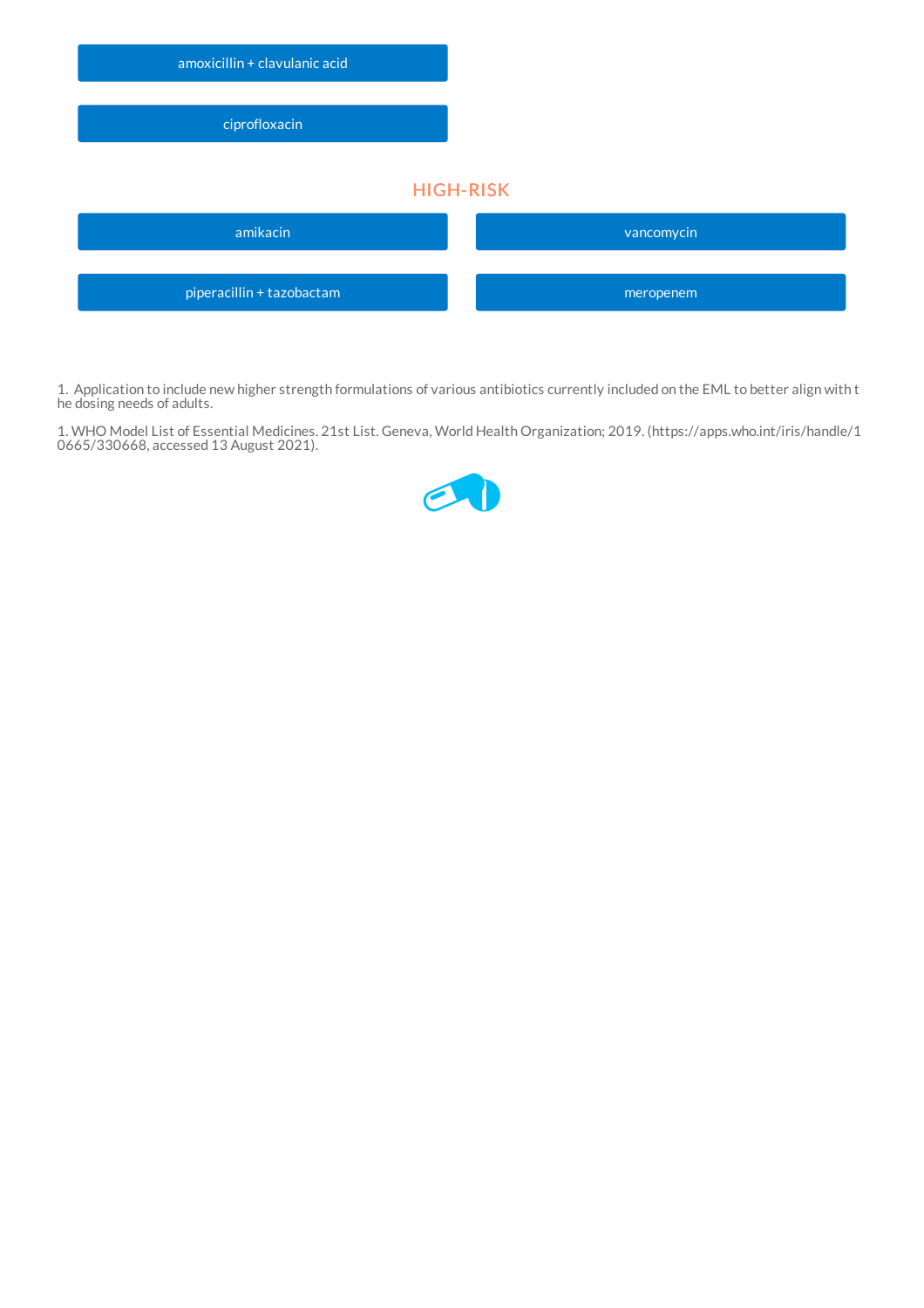amoxicillin + clavulanic acid

ciprofloxacin

## HIGH-RISK

amikacin

vancomycin

piperacillin + tazobactam

meropenem

1. Application to include new higher strength formulations of various antibiotics currently included on the EML to better align with the dosing needs of adults.

1. WHO Model List of Essential Medicines. 21st List. Geneva, World Health Organization; 2019. (https://apps.who.int/iris/handle/10665/330668, accessed 13 August 2021).